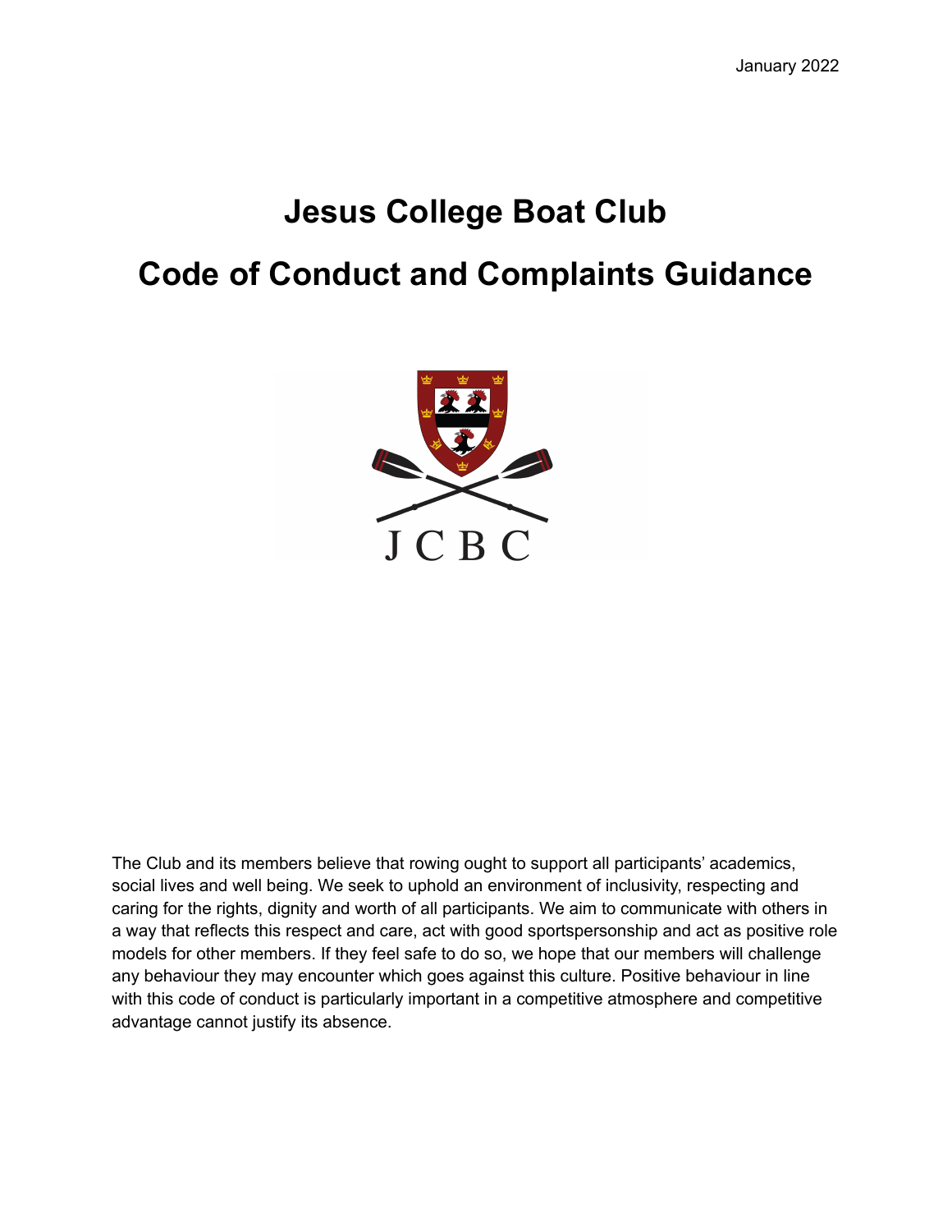January 2022

# Jesus College Boat Club

# Code of Conduct and Complaints Guidance

The Club and its members believe that rowing ought to support all participants' academics, social lives and well being. We seek to uphold an environment of inclusivity, respecting and caring for the rights, dignity and worth of all participants. We aim to communicate with others in a way that reflects this respect and care, act with good sportspersonship and act as positive role models for other members. If they feel safe to do so, we hope that our members will challenge any behaviour they may encounter which goes against this culture. Positive behaviour in line with this code of conduct is particularly important in a competitive atmosphere and competitive advantage cannot justify its absence.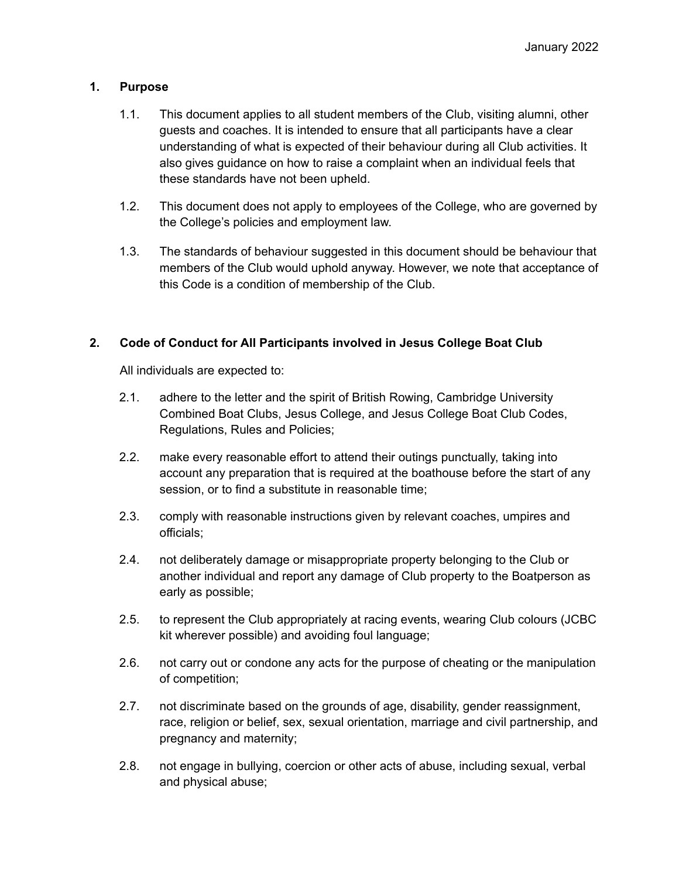January 2022

## 1. Purpose

1.1. This document applies to all student members of the Club, visiting alumni, other guests and coaches. It is intended to ensure that all participants have a clear understanding of what is expected of their behaviour during all Club activities. It also gives guidance on how to raise a complaint when an individual feels that these standards have not been upheld.

1.2. This document does not apply to employees of the College, who are governed by the College's policies and employment law.

1.3. The standards of behaviour suggested in this document should be behaviour that members of the Club would uphold anyway. However, we note that acceptance of this Code is a condition of membership of the Club.

## 2. Code of Conduct for All Participants involved in Jesus College Boat Club

All individuals are expected to:

2.1. adhere to the letter and the spirit of British Rowing, Cambridge University Combined Boat Clubs, Jesus College, and Jesus College Boat Club Codes, Regulations, Rules and Policies;

2.2. make every reasonable effort to attend their outings punctually, taking into account any preparation that is required at the boathouse before the start of any session, or to find a substitute in reasonable time;

2.3. comply with reasonable instructions given by relevant coaches, umpires and officials;

2.4. not deliberately damage or misappropriate property belonging to the Club or another individual and report any damage of Club property to the Boatperson as early as possible;

2.5. to represent the Club appropriately at racing events, wearing Club colours (JCBC kit wherever possible) and avoiding foul language;

2.6. not carry out or condone any acts for the purpose of cheating or the manipulation of competition;

2.7. not discriminate based on the grounds of age, disability, gender reassignment, race, religion or belief, sex, sexual orientation, marriage and civil partnership, and pregnancy and maternity;

2.8. not engage in bullying, coercion or other acts of abuse, including sexual, verbal and physical abuse;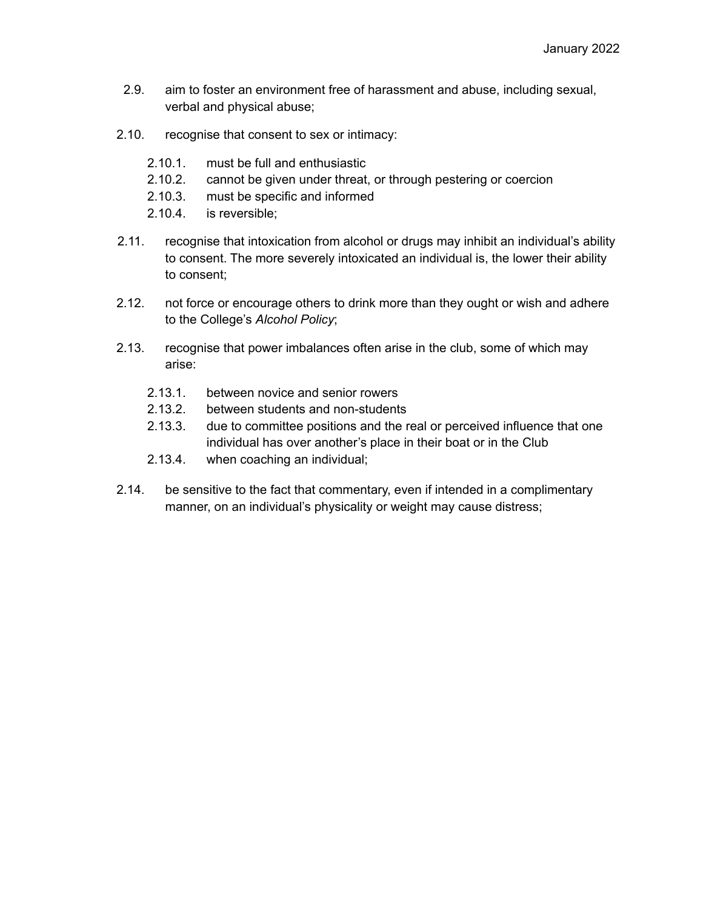2.9. aim to foster an environment free of harassment and abuse, including sexual, verbal and physical abuse;

2.10. recognise that consent to sex or intimacy:

- 2.10.1. must be full and enthusiastic
- 2.10.2. cannot be given under threat, or through pestering or coercion
- 2.10.3. must be specific and informed
- 2.10.4. is reversible;

2.11. recognise that intoxication from alcohol or drugs may inhibit an individual's ability to consent. The more severely intoxicated an individual is, the lower their ability to consent;

2.12. not force or encourage others to drink more than they ought or wish and adhere to the College's *Alcohol Policy*;

2.13. recognise that power imbalances often arise in the club, some of which may arise:

- 2.13.1. between novice and senior rowers
- 2.13.2. between students and non-students
- 2.13.3. due to committee positions and the real or perceived influence that one individual has over another's place in their boat or in the Club
- 2.13.4. when coaching an individual;

2.14. be sensitive to the fact that commentary, even if intended in a complimentary manner, on an individual's physicality or weight may cause distress;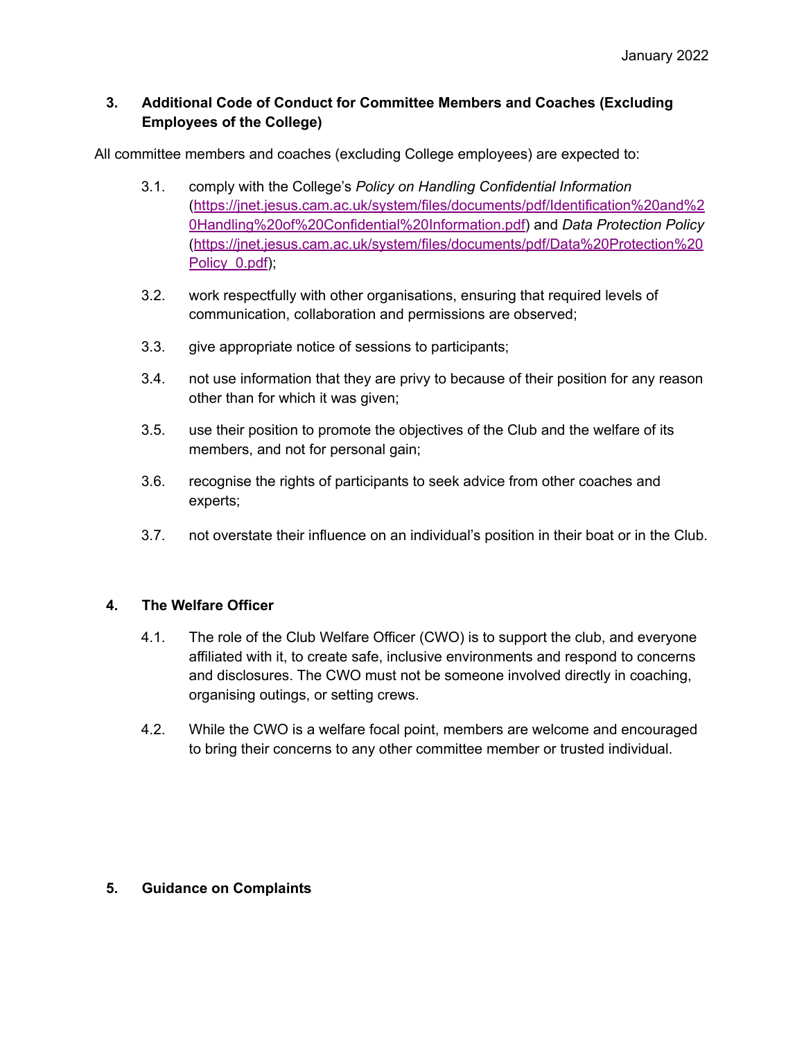## 3. Additional Code of Conduct for Committee Members and Coaches (Excluding Employees of the College)

All committee members and coaches (excluding College employees) are expected to:

3.1. comply with the College's *Policy on Handling Confidential Information* (https://jnet.jesus.cam.ac.uk/system/files/documents/pdf/Identification%20and%20Handling%20of%20Confidential%20Information.pdf) and *Data Protection Policy* (https://jnet.jesus.cam.ac.uk/system/files/documents/pdf/Data%20Protection%20Policy_0.pdf);

3.2. work respectfully with other organisations, ensuring that required levels of communication, collaboration and permissions are observed;

3.3. give appropriate notice of sessions to participants;

3.4. not use information that they are privy to because of their position for any reason other than for which it was given;

3.5. use their position to promote the objectives of the Club and the welfare of its members, and not for personal gain;

3.6. recognise the rights of participants to seek advice from other coaches and experts;

3.7. not overstate their influence on an individual's position in their boat or in the Club.

## 4. The Welfare Officer

4.1. The role of the Club Welfare Officer (CWO) is to support the club, and everyone affiliated with it, to create safe, inclusive environments and respond to concerns and disclosures. The CWO must not be someone involved directly in coaching, organising outings, or setting crews.

4.2. While the CWO is a welfare focal point, members are welcome and encouraged to bring their concerns to any other committee member or trusted individual.

## 5. Guidance on Complaints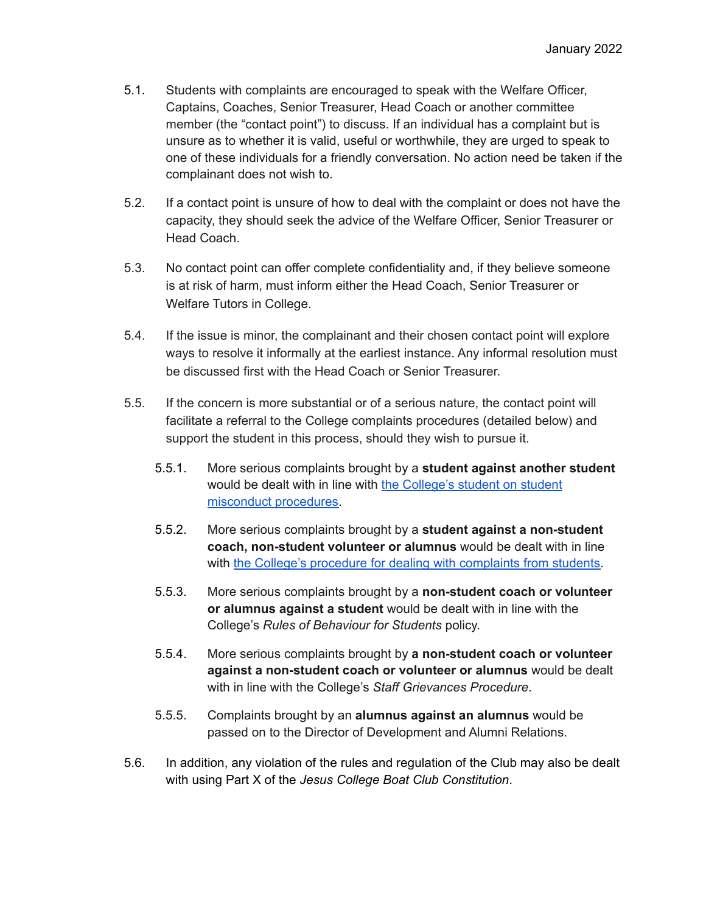5.1. Students with complaints are encouraged to speak with the Welfare Officer, Captains, Coaches, Senior Treasurer, Head Coach or another committee member (the “contact point”) to discuss. If an individual has a complaint but is unsure as to whether it is valid, useful or worthwhile, they are urged to speak to one of these individuals for a friendly conversation. No action need be taken if the complainant does not wish to.

5.2. If a contact point is unsure of how to deal with the complaint or does not have the capacity, they should seek the advice of the Welfare Officer, Senior Treasurer or Head Coach.

5.3. No contact point can offer complete confidentiality and, if they believe someone is at risk of harm, must inform either the Head Coach, Senior Treasurer or Welfare Tutors in College.

5.4. If the issue is minor, the complainant and their chosen contact point will explore ways to resolve it informally at the earliest instance. Any informal resolution must be discussed first with the Head Coach or Senior Treasurer.

5.5. If the concern is more substantial or of a serious nature, the contact point will facilitate a referral to the College complaints procedures (detailed below) and support the student in this process, should they wish to pursue it.

   5.5.1. More serious complaints brought by a **student against another student** would be dealt with in line with the College’s student on student misconduct procedures.

   5.5.2. More serious complaints brought by a **student against a non-student coach, non-student volunteer or alumnus** would be dealt with in line with the College’s procedure for dealing with complaints from students.

   5.5.3. More serious complaints brought by a **non-student coach or volunteer or alumnus against a student** would be dealt with in line with the College’s *Rules of Behaviour for Students* policy.

   5.5.4. More serious complaints brought by **a non-student coach or volunteer against a non-student coach or volunteer or alumnus** would be dealt with in line with the College’s *Staff Grievances Procedure*.

   5.5.5. Complaints brought by an **alumnus against an alumnus** would be passed on to the Director of Development and Alumni Relations.

5.6. In addition, any violation of the rules and regulation of the Club may also be dealt with using Part X of the *Jesus College Boat Club Constitution*.